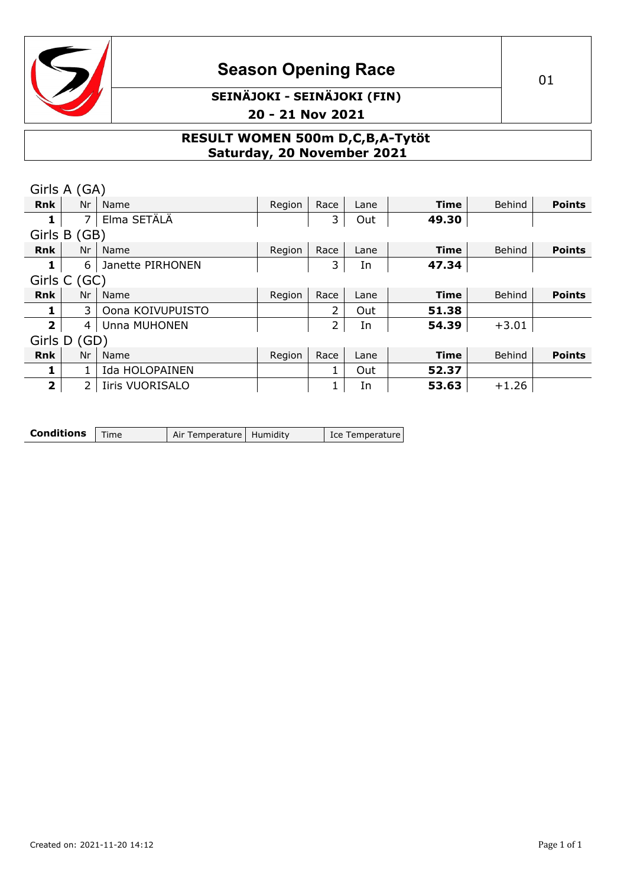# Season Opening Race

01

**SEINÄJOKI - SEINÄJOKI (FIN)**

**20 - 21 Nov 2021**

## RESULT WOMEN 500m D,C,B,A-Tytöt
## Saturday, 20 November 2021

Girls A (GA)

| Rnk | Nr | Name | Region | Race | Lane | Time | Behind | Points |
|---|---|---|---|---|---|---|---|---|
| **1** | 7 | Elma SETÄLÄ | | 3 | Out | **49.30** | | |

Girls B (GB)

| Rnk | Nr | Name | Region | Race | Lane | Time | Behind | Points |
|---|---|---|---|---|---|---|---|---|
| **1** | 6 | Janette PIRHONEN | | 3 | In | **47.34** | | |

Girls C (GC)

| Rnk | Nr | Name | Region | Race | Lane | Time | Behind | Points |
|---|---|---|---|---|---|---|---|---|
| **1** | 3 | Oona KOIVUPUISTO | | 2 | Out | **51.38** | | |
| **2** | 4 | Unna MUHONEN | | 2 | In | **54.39** | +3.01 | |

Girls D (GD)

| Rnk | Nr | Name | Region | Race | Lane | Time | Behind | Points |
|---|---|---|---|---|---|---|---|---|
| **1** | 1 | Ida HOLOPAINEN | | 1 | Out | **52.37** | | |
| **2** | 2 | Iiris VUORISALO | | 1 | In | **53.63** | +1.26 | |

| **Conditions** | Time | Air Temperature | Humidity | Ice Temperature |
|---|---|---|---|---|

Created on: 2021-11-20 14:12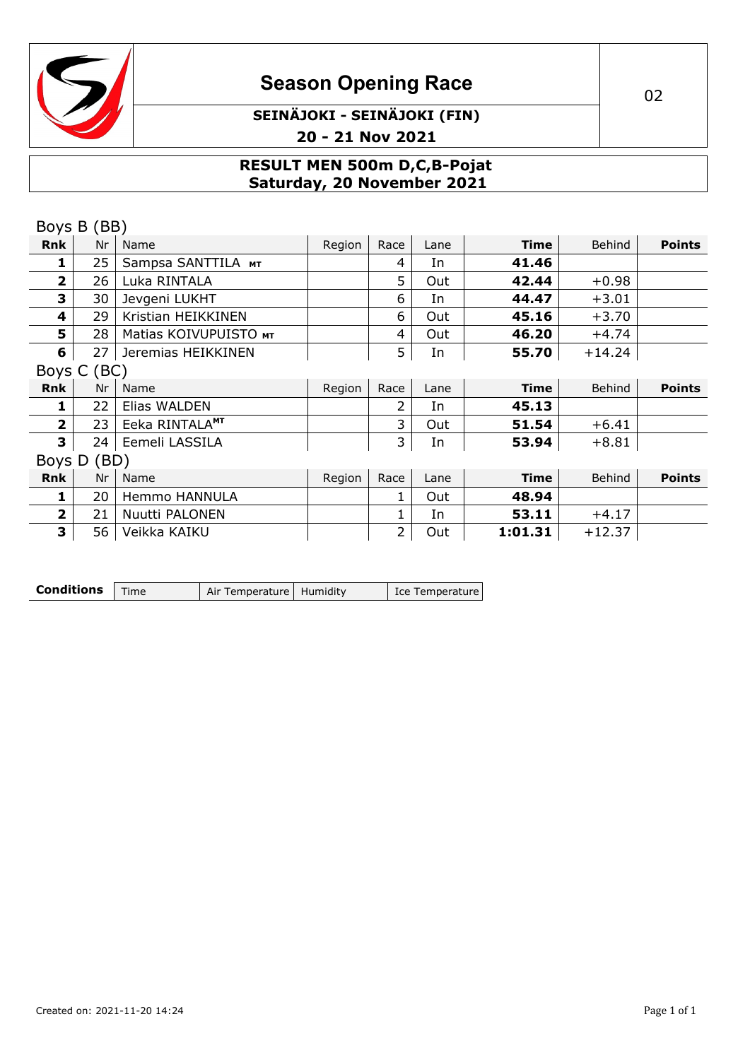# Season Opening Race

02

**SEINÄJOKI - SEINÄJOKI (FIN)**

**20 - 21 Nov 2021**

## RESULT MEN 500m D,C,B-Pojat
## Saturday, 20 November 2021

Boys B (BB)

| Rnk | Nr | Name | Region | Race | Lane | Time | Behind | Points |
|---|---|---|---|---|---|---|---|---|
| **1** | 25 | Sampsa SANTTILA MT | | 4 | In | **41.46** | | |
| **2** | 26 | Luka RINTALA | | 5 | Out | **42.44** | +0.98 | |
| **3** | 30 | Jevgeni LUKHT | | 6 | In | **44.47** | +3.01 | |
| **4** | 29 | Kristian HEIKKINEN | | 6 | Out | **45.16** | +3.70 | |
| **5** | 28 | Matias KOIVUPUISTO MT | | 4 | Out | **46.20** | +4.74 | |
| **6** | 27 | Jeremias HEIKKINEN | | 5 | In | **55.70** | +14.24 | |

Boys C (BC)

| Rnk | Nr | Name | Region | Race | Lane | Time | Behind | Points |
|---|---|---|---|---|---|---|---|---|
| **1** | 22 | Elias WALDEN | | 2 | In | **45.13** | | |
| **2** | 23 | Eeka RINTALA MT | | 3 | Out | **51.54** | +6.41 | |
| **3** | 24 | Eemeli LASSILA | | 3 | In | **53.94** | +8.81 | |

Boys D (BD)

| Rnk | Nr | Name | Region | Race | Lane | Time | Behind | Points |
|---|---|---|---|---|---|---|---|---|
| **1** | 20 | Hemmo HANNULA | | 1 | Out | **48.94** | | |
| **2** | 21 | Nuutti PALONEN | | 1 | In | **53.11** | +4.17 | |
| **3** | 56 | Veikka KAIKU | | 2 | Out | **1:01.31** | +12.37 | |

| **Conditions** | Time | Air Temperature | Humidity | Ice Temperature |
|---|---|---|---|---|

Created on: 2021-11-20 14:24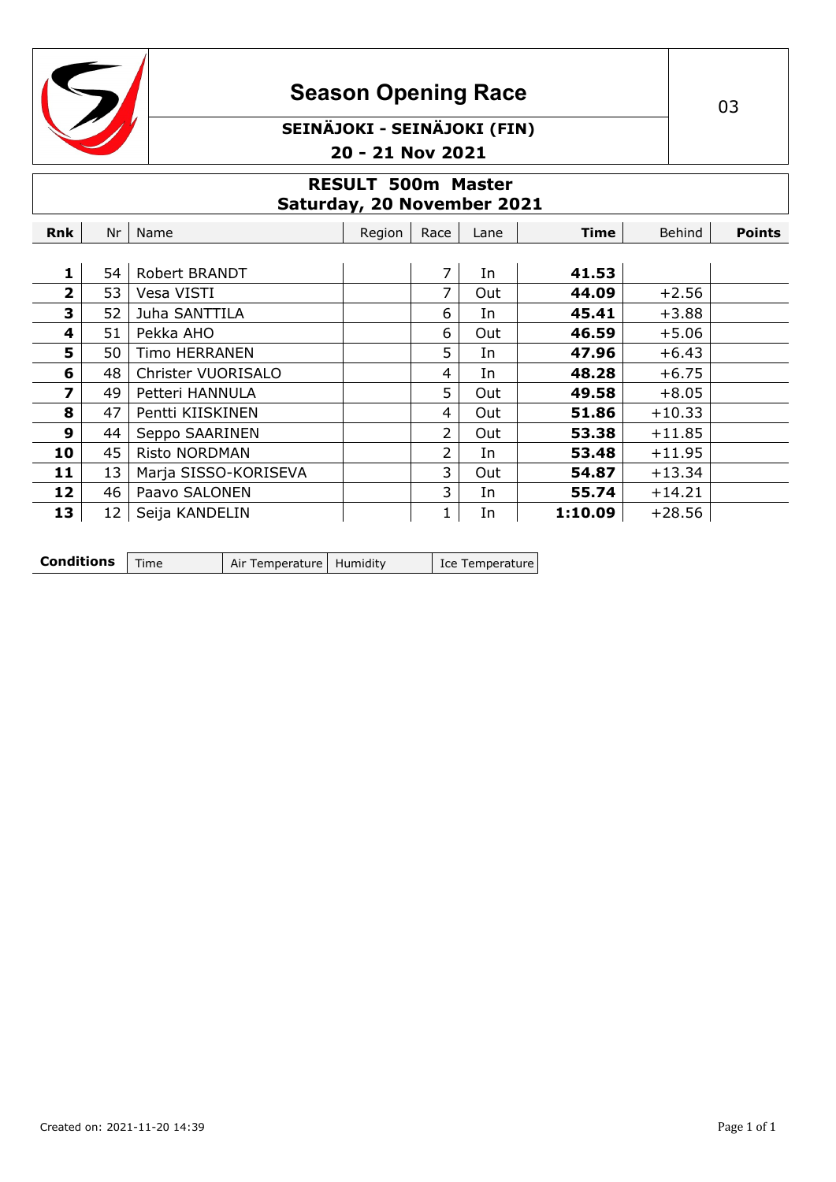# Season Opening Race

**SEINÄJOKI - SEINÄJOKI (FIN)**

**20 - 21 Nov 2021**

03

## RESULT 500m Master
**Saturday, 20 November 2021**

| Rnk | Nr | Name | Region | Race | Lane | Time | Behind | Points |
|---|---|---|---|---|---|---|---|---|
| **1** | 54 | Robert BRANDT | | 7 | In | **41.53** | | |
| **2** | 53 | Vesa VISTI | | 7 | Out | **44.09** | +2.56 | |
| **3** | 52 | Juha SANTTILA | | 6 | In | **45.41** | +3.88 | |
| **4** | 51 | Pekka AHO | | 6 | Out | **46.59** | +5.06 | |
| **5** | 50 | Timo HERRANEN | | 5 | In | **47.96** | +6.43 | |
| **6** | 48 | Christer VUORISALO | | 4 | In | **48.28** | +6.75 | |
| **7** | 49 | Petteri HANNULA | | 5 | Out | **49.58** | +8.05 | |
| **8** | 47 | Pentti KIISKINEN | | 4 | Out | **51.86** | +10.33 | |
| **9** | 44 | Seppo SAARINEN | | 2 | Out | **53.38** | +11.85 | |
| **10** | 45 | Risto NORDMAN | | 2 | In | **53.48** | +11.95 | |
| **11** | 13 | Marja SISSO-KORISEVA | | 3 | Out | **54.87** | +13.34 | |
| **12** | 46 | Paavo SALONEN | | 3 | In | **55.74** | +14.21 | |
| **13** | 12 | Seija KANDELIN | | 1 | In | **1:10.09** | +28.56 | |

| **Conditions** | Time | Air Temperature | Humidity | Ice Temperature |
|---|---|---|---|---|

Created on: 2021-11-20 14:39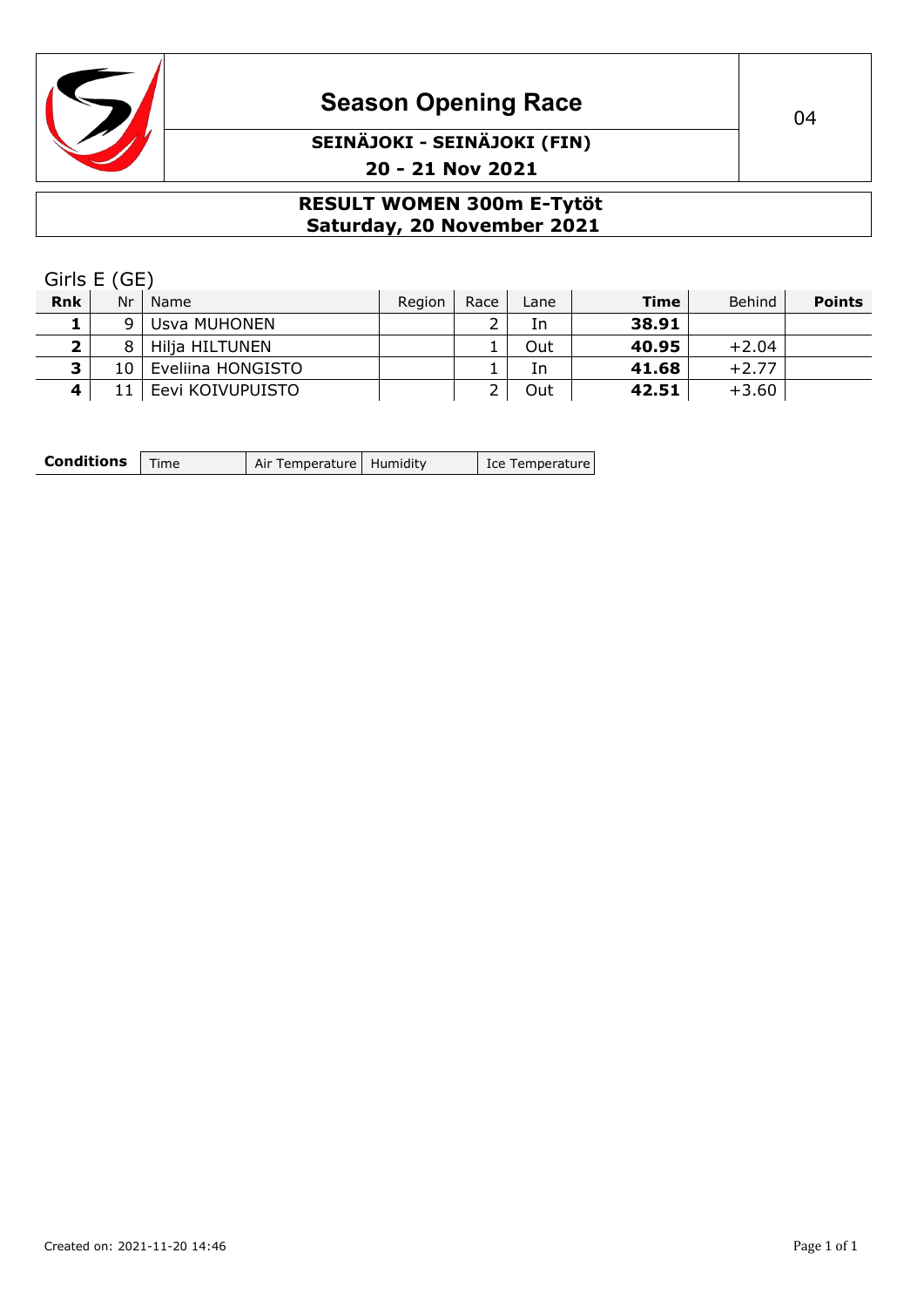# Season Opening Race

**SEINÄJOKI - SEINÄJOKI (FIN)**

**20 - 21 Nov 2021**

04

## RESULT WOMEN 300m E-Tytöt
## Saturday, 20 November 2021

Girls E (GE)

| Rnk | Nr | Name | Region | Race | Lane | Time | Behind | Points |
|---|---|---|---|---|---|---|---|---|
| **1** | 9 | Usva MUHONEN | | 2 | In | **38.91** | | |
| **2** | 8 | Hilja HILTUNEN | | 1 | Out | **40.95** | +2.04 | |
| **3** | 10 | Eveliina HONGISTO | | 1 | In | **41.68** | +2.77 | |
| **4** | 11 | Eevi KOIVUPUISTO | | 2 | Out | **42.51** | +3.60 | |

| **Conditions** | Time | Air Temperature | Humidity | Ice Temperature |
|---|---|---|---|---|

Created on: 2021-11-20 14:46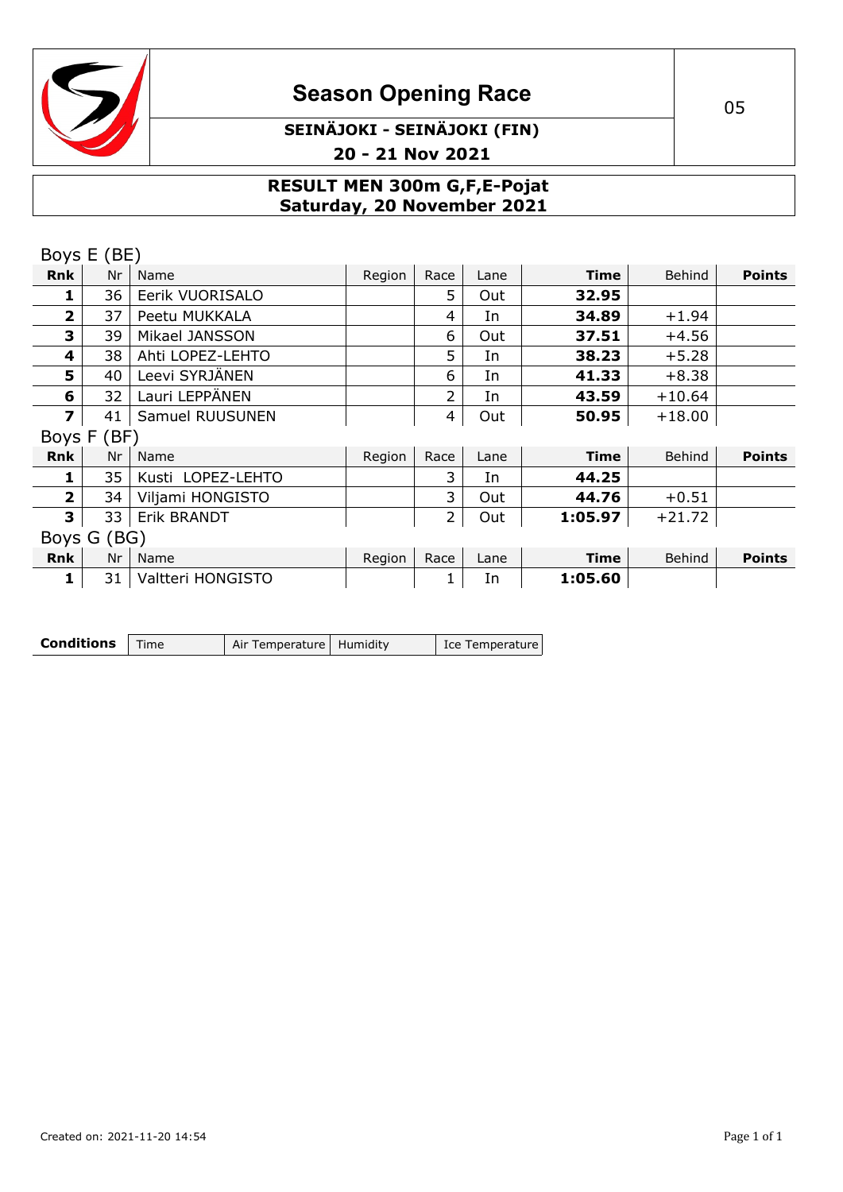# Season Opening Race

**SEINÄJOKI - SEINÄJOKI (FIN)**

**20 - 21 Nov 2021**

05

## RESULT MEN 300m G,F,E-Pojat
**Saturday, 20 November 2021**

### Boys E (BE)

| Rnk | Nr | Name | Region | Race | Lane | Time | Behind | Points |
|---|---|---|---|---|---|---|---|---|
| **1** | 36 | Eerik VUORISALO | | 5 | Out | **32.95** | | |
| **2** | 37 | Peetu MUKKALA | | 4 | In | **34.89** | +1.94 | |
| **3** | 39 | Mikael JANSSON | | 6 | Out | **37.51** | +4.56 | |
| **4** | 38 | Ahti LOPEZ-LEHTO | | 5 | In | **38.23** | +5.28 | |
| **5** | 40 | Leevi SYRJÄNEN | | 6 | In | **41.33** | +8.38 | |
| **6** | 32 | Lauri LEPPÄNEN | | 2 | In | **43.59** | +10.64 | |
| **7** | 41 | Samuel RUUSUNEN | | 4 | Out | **50.95** | +18.00 | |

### Boys F (BF)

| Rnk | Nr | Name | Region | Race | Lane | Time | Behind | Points |
|---|---|---|---|---|---|---|---|---|
| **1** | 35 | Kusti LOPEZ-LEHTO | | 3 | In | **44.25** | | |
| **2** | 34 | Viljami HONGISTO | | 3 | Out | **44.76** | +0.51 | |
| **3** | 33 | Erik BRANDT | | 2 | Out | **1:05.97** | +21.72 | |

### Boys G (BG)

| Rnk | Nr | Name | Region | Race | Lane | Time | Behind | Points |
|---|---|---|---|---|---|---|---|---|
| **1** | 31 | Valtteri HONGISTO | | 1 | In | **1:05.60** | | |

| **Conditions** | Time | Air Temperature | Humidity | Ice Temperature |
|---|---|---|---|---|

Created on: 2021-11-20 14:54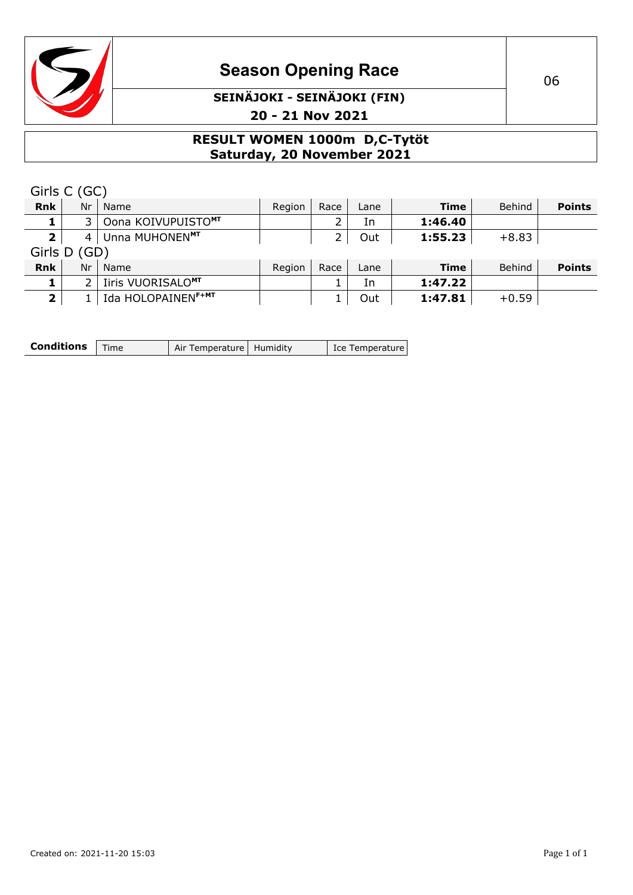# Season Opening Race

**SEINÄJOKI - SEINÄJOKI (FIN)**

**20 - 21 Nov 2021**

## RESULT WOMEN 1000m D,C-Tytöt
**Saturday, 20 November 2021**

Girls C (GC)

| Rnk | Nr | Name | Region | Race | Lane | Time | Behind | Points |
|---|---|---|---|---|---|---|---|---|
| **1** | 3 | Oona KOIVUPUISTO[MT] | | 2 | In | **1:46.40** | | |
| **2** | 4 | Unna MUHONEN[MT] | | 2 | Out | **1:55.23** | +8.83 | |

Girls D (GD)

| Rnk | Nr | Name | Region | Race | Lane | Time | Behind | Points |
|---|---|---|---|---|---|---|---|---|
| **1** | 2 | Iiris VUORISALO[MT] | | 1 | In | **1:47.22** | | |
| **2** | 1 | Ida HOLOPAINEN[F+MT] | | 1 | Out | **1:47.81** | +0.59 | |

| **Conditions** | Time | Air Temperature | Humidity | Ice Temperature |
|---|---|---|---|---|

Created on: 2021-11-20 15:03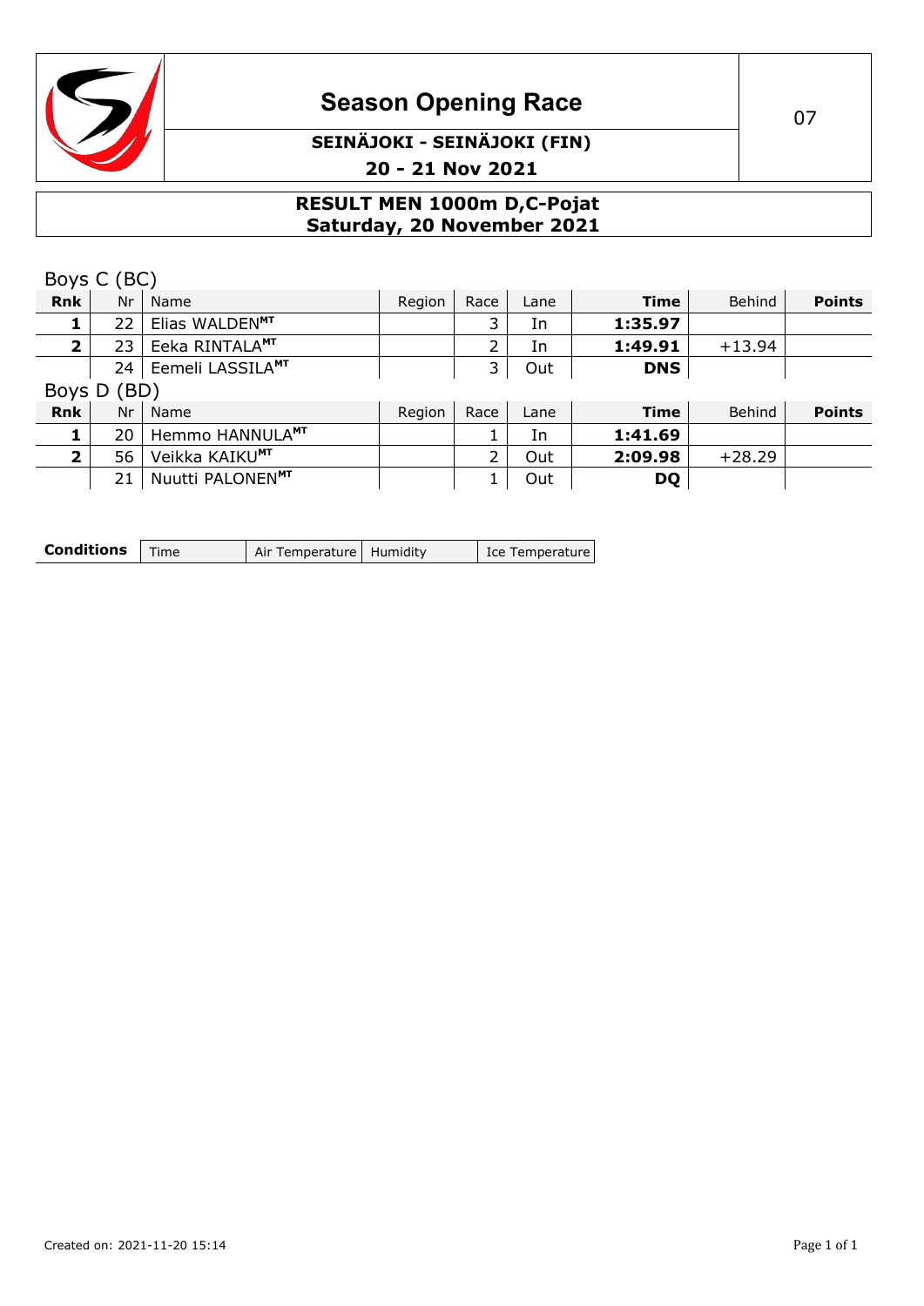# Season Opening Race

**SEINÄJOKI - SEINÄJOKI (FIN)**

**20 - 21 Nov 2021**

## RESULT MEN 1000m D,C-Pojat
**Saturday, 20 November 2021**

### Boys C (BC)

| Rnk | Nr | Name | Region | Race | Lane | Time | Behind | Points |
|---|---|---|---|---|---|---|---|---|
| **1** | 22 | Elias WALDEN[MT] | | 3 | In | **1:35.97** | | |
| **2** | 23 | Eeka RINTALA[MT] | | 2 | In | **1:49.91** | +13.94 | |
| | 24 | Eemeli LASSILA[MT] | | 3 | Out | **DNS** | | |

### Boys D (BD)

| Rnk | Nr | Name | Region | Race | Lane | Time | Behind | Points |
|---|---|---|---|---|---|---|---|---|
| **1** | 20 | Hemmo HANNULA[MT] | | 1 | In | **1:41.69** | | |
| **2** | 56 | Veikka KAIKU[MT] | | 2 | Out | **2:09.98** | +28.29 | |
| | 21 | Nuutti PALONEN[MT] | | 1 | Out | **DQ** | | |

| **Conditions** | Time | Air Temperature | Humidity | Ice Temperature |
|---|---|---|---|---|

Created on: 2021-11-20 15:14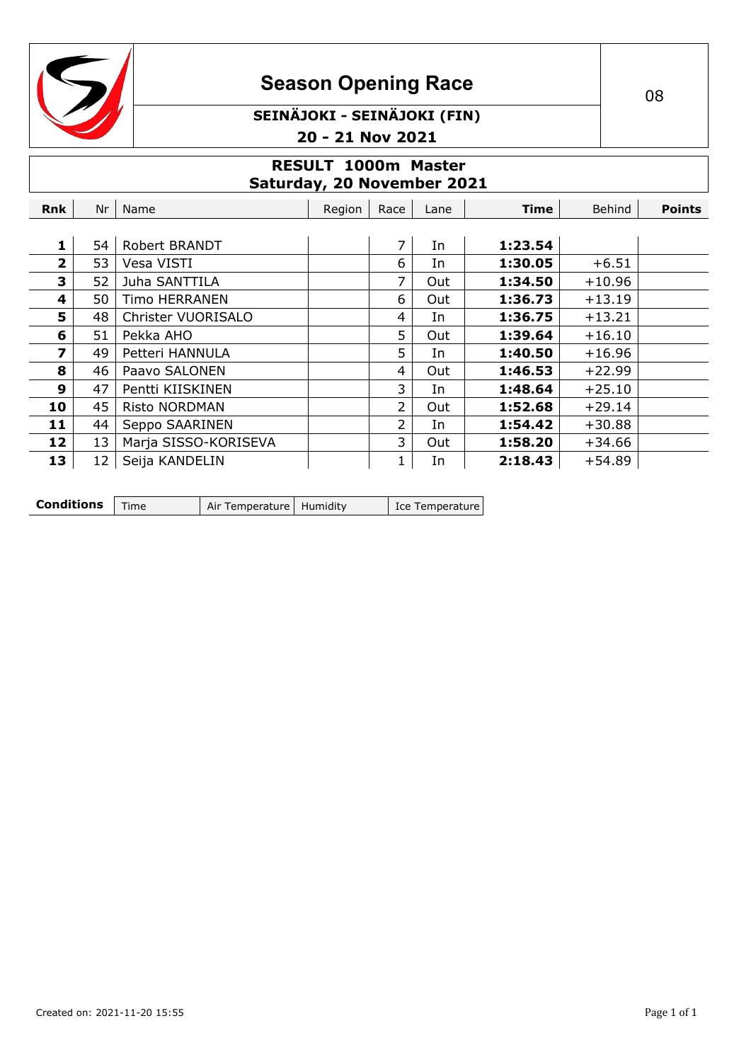# Season Opening Race

**SEINÄJOKI - SEINÄJOKI (FIN)**

**20 - 21 Nov 2021**

08

## RESULT 1000m Master
**Saturday, 20 November 2021**

| Rnk | Nr | Name | Region | Race | Lane | Time | Behind | Points |
|---|---|---|---|---|---|---|---|---|
| **1** | 54 | Robert BRANDT | | 7 | In | **1:23.54** | | |
| **2** | 53 | Vesa VISTI | | 6 | In | **1:30.05** | +6.51 | |
| **3** | 52 | Juha SANTTILA | | 7 | Out | **1:34.50** | +10.96 | |
| **4** | 50 | Timo HERRANEN | | 6 | Out | **1:36.73** | +13.19 | |
| **5** | 48 | Christer VUORISALO | | 4 | In | **1:36.75** | +13.21 | |
| **6** | 51 | Pekka AHO | | 5 | Out | **1:39.64** | +16.10 | |
| **7** | 49 | Petteri HANNULA | | 5 | In | **1:40.50** | +16.96 | |
| **8** | 46 | Paavo SALONEN | | 4 | Out | **1:46.53** | +22.99 | |
| **9** | 47 | Pentti KIISKINEN | | 3 | In | **1:48.64** | +25.10 | |
| **10** | 45 | Risto NORDMAN | | 2 | Out | **1:52.68** | +29.14 | |
| **11** | 44 | Seppo SAARINEN | | 2 | In | **1:54.42** | +30.88 | |
| **12** | 13 | Marja SISSO-KORISEVA | | 3 | Out | **1:58.20** | +34.66 | |
| **13** | 12 | Seija KANDELIN | | 1 | In | **2:18.43** | +54.89 | |

| **Conditions** | Time | Air Temperature | Humidity | Ice Temperature |
|---|---|---|---|---|

Created on: 2021-11-20 15:55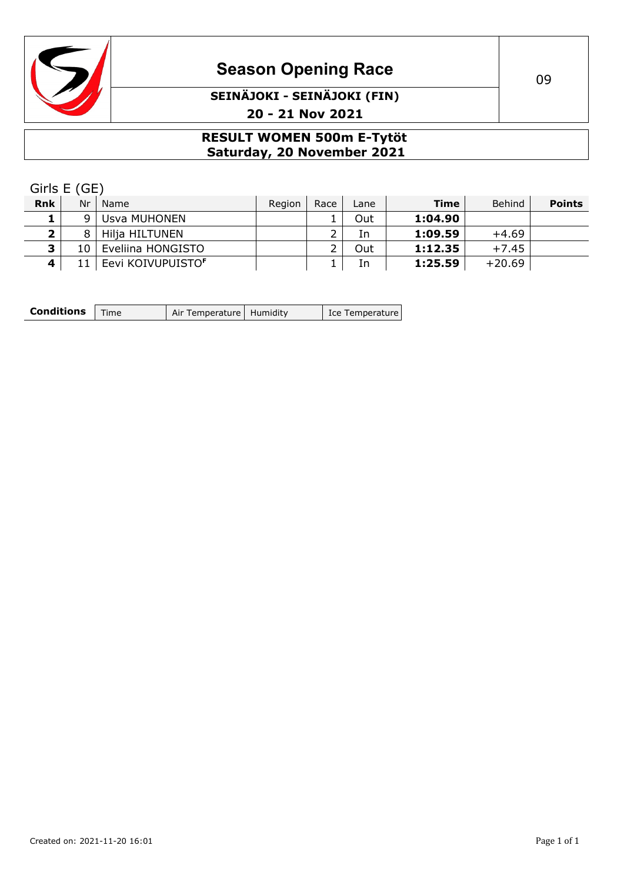# Season Opening Race

09

**SEINÄJOKI - SEINÄJOKI (FIN)**

**20 - 21 Nov 2021**

## RESULT WOMEN 500m E-Tytöt
## Saturday, 20 November 2021

Girls E (GE)

| Rnk | Nr | Name | Region | Race | Lane | Time | Behind | Points |
|---|---|---|---|---|---|---|---|---|
| **1** | 9 | Usva MUHONEN | | 1 | Out | **1:04.90** | | |
| **2** | 8 | Hilja HILTUNEN | | 2 | In | **1:09.59** | +4.69 | |
| **3** | 10 | Eveliina HONGISTO | | 2 | Out | **1:12.35** | +7.45 | |
| **4** | 11 | Eevi KOIVUPUISTO[F] | | 1 | In | **1:25.59** | +20.69 | |

| **Conditions** | Time | Air Temperature | Humidity | Ice Temperature |
|---|---|---|---|---|

Created on: 2021-11-20 16:01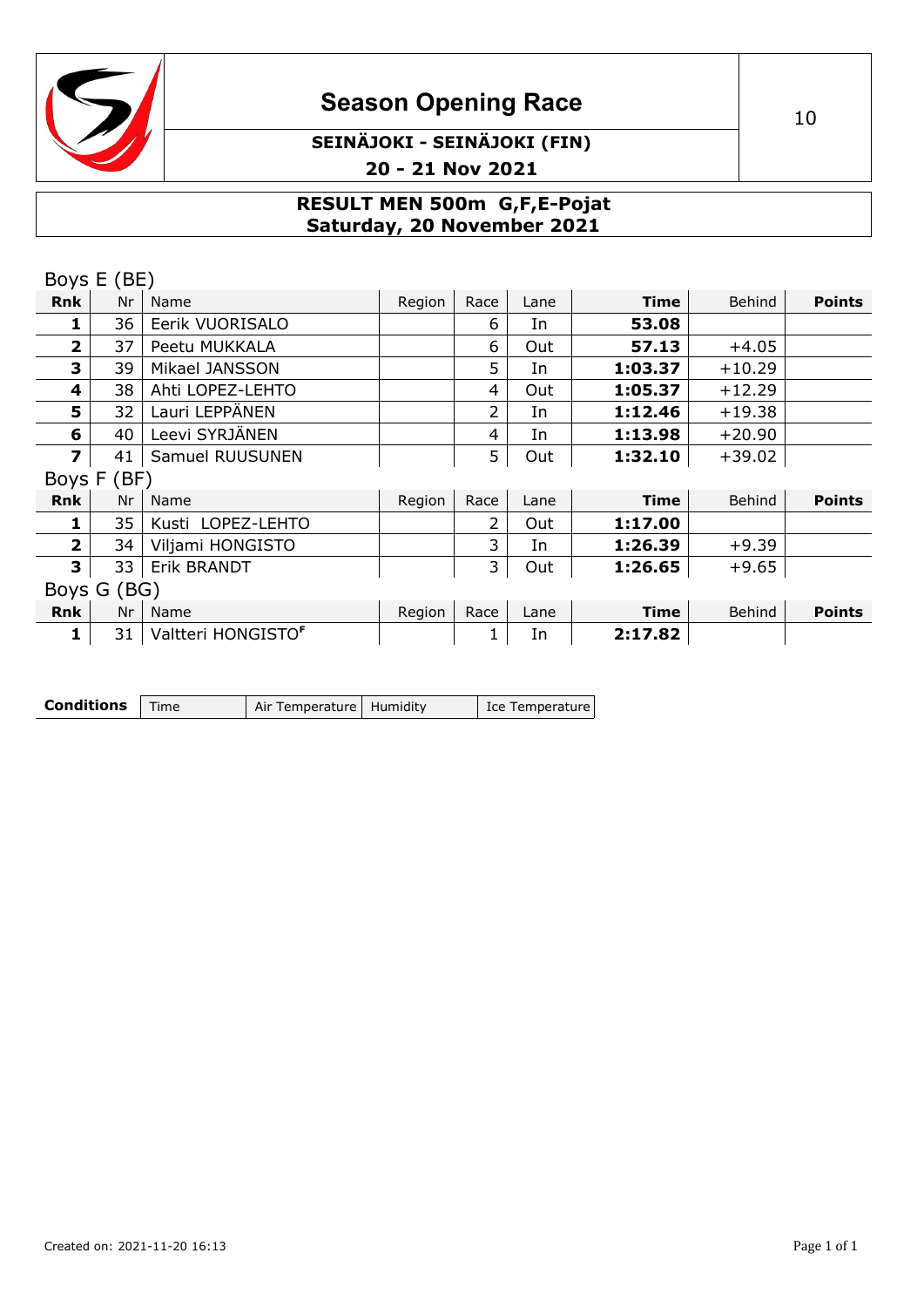# Season Opening Race

**SEINÄJOKI - SEINÄJOKI (FIN)**

**20 - 21 Nov 2021**

## RESULT MEN 500m G,F,E-Pojat
**Saturday, 20 November 2021**

### Boys E (BE)

| Rnk | Nr | Name | Region | Race | Lane | Time | Behind | Points |
|---|---|---|---|---|---|---|---|---|
| **1** | 36 | Eerik VUORISALO | | 6 | In | **53.08** | | |
| **2** | 37 | Peetu MUKKALA | | 6 | Out | **57.13** | +4.05 | |
| **3** | 39 | Mikael JANSSON | | 5 | In | **1:03.37** | +10.29 | |
| **4** | 38 | Ahti LOPEZ-LEHTO | | 4 | Out | **1:05.37** | +12.29 | |
| **5** | 32 | Lauri LEPPÄNEN | | 2 | In | **1:12.46** | +19.38 | |
| **6** | 40 | Leevi SYRJÄNEN | | 4 | In | **1:13.98** | +20.90 | |
| **7** | 41 | Samuel RUUSUNEN | | 5 | Out | **1:32.10** | +39.02 | |

### Boys F (BF)

| Rnk | Nr | Name | Region | Race | Lane | Time | Behind | Points |
|---|---|---|---|---|---|---|---|---|
| **1** | 35 | Kusti LOPEZ-LEHTO | | 2 | Out | **1:17.00** | | |
| **2** | 34 | Viljami HONGISTO | | 3 | In | **1:26.39** | +9.39 | |
| **3** | 33 | Erik BRANDT | | 3 | Out | **1:26.65** | +9.65 | |

### Boys G (BG)

| Rnk | Nr | Name | Region | Race | Lane | Time | Behind | Points |
|---|---|---|---|---|---|---|---|---|
| **1** | 31 | Valtteri HONGISTO[F] | | 1 | In | **2:17.82** | | |

| **Conditions** | Time | Air Temperature | Humidity | Ice Temperature |
|---|---|---|---|---|

Created on: 2021-11-20 16:13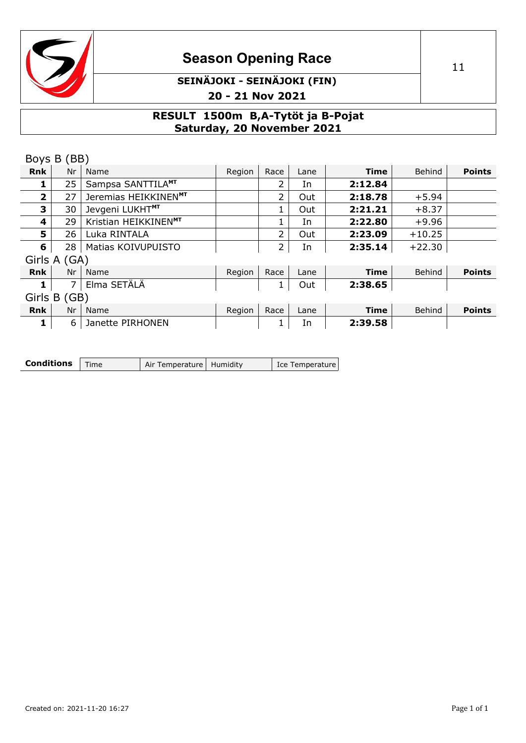# Season Opening Race

**SEINÄJOKI - SEINÄJOKI (FIN)**

**20 - 21 Nov 2021**

## RESULT 1500m B,A-Tytöt ja B-Pojat
## Saturday, 20 November 2021

Boys B (BB)

| Rnk | Nr | Name | Region | Race | Lane | Time | Behind | Points |
|---|---|---|---|---|---|---|---|---|
| 1 | 25 | Sampsa SANTTILA MT | | 2 | In | **2:12.84** | | |
| 2 | 27 | Jeremias HEIKKINEN MT | | 2 | Out | **2:18.78** | +5.94 | |
| 3 | 30 | Jevgeni LUKHT MT | | 1 | Out | **2:21.21** | +8.37 | |
| 4 | 29 | Kristian HEIKKINEN MT | | 1 | In | **2:22.80** | +9.96 | |
| 5 | 26 | Luka RINTALA | | 2 | Out | **2:23.09** | +10.25 | |
| 6 | 28 | Matias KOIVUPUISTO | | 2 | In | **2:35.14** | +22.30 | |

Girls A (GA)

| Rnk | Nr | Name | Region | Race | Lane | Time | Behind | Points |
|---|---|---|---|---|---|---|---|---|
| 1 | 7 | Elma SETÄLÄ | | 1 | Out | **2:38.65** | | |

Girls B (GB)

| Rnk | Nr | Name | Region | Race | Lane | Time | Behind | Points |
|---|---|---|---|---|---|---|---|---|
| 1 | 6 | Janette PIRHONEN | | 1 | In | **2:39.58** | | |

| Conditions | Time | Air Temperature | Humidity | Ice Temperature |
|---|---|---|---|---|

Created on: 2021-11-20 16:27